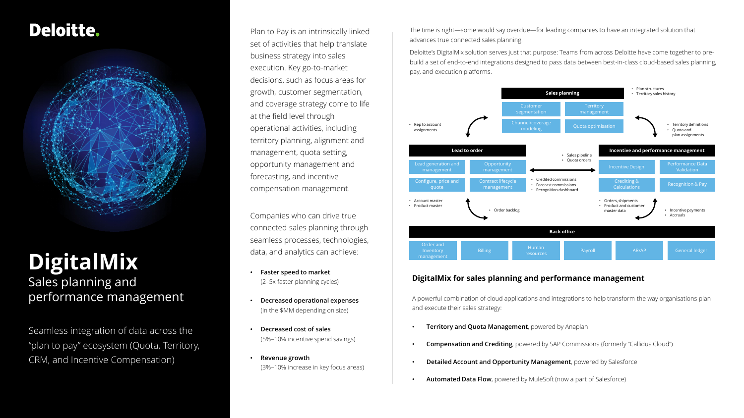Deloitte.

# DigitalMix

## Sales planning and performance management

Seamless integration of data across the "plan to pay" ecosystem (Quota, Territory, CRM, and Incentive Compensation)

Plan to Pay is an intrinsically linked set of activities that help translate business strategy into sales execution. Key go-to-market decisions, such as focus areas for growth, customer segmentation, and coverage strategy come to life at the field level through operational activities, including territory planning, alignment and management, quota setting, opportunity management and forecasting, and incentive compensation management.

Companies who can drive true connected sales planning through seamless processes, technologies, data, and analytics can achieve:

- **Faster speed to market** (2–5x faster planning cycles)
- **Decreased operational expenses** (in the $MM depending on size)
- **Decreased cost of sales** (5%–10% incentive spend savings)
- **Revenue growth** (3%–10% increase in key focus areas)

The time is right—some would say overdue—for leading companies to have an integrated solution that advances true connected sales planning.

Deloitte's DigitalMix solution serves just that purpose: Teams from across Deloitte have come together to pre-build a set of end-to-end integrations designed to pass data between best-in-class cloud-based sales planning, pay, and execution platforms.

**Sales planning**
- Customer segmentation
- Territory management
- Channel/coverage modeling
- Quota optimisation

Sales planning outputs:
- Plan structures
- Territory sales history

Sales planning → Incentive and performance management:
- Territory definitions
- Quota and plan assignments

Sales planning ↔ Lead to order:
- Rep to account assignments

**Lead to order**
- Lead generation and management
- Opportunity management
- Configure, price and quote
- Contract lifecycle management

Lead to order ↔ Incentive and performance management:
- Sales pipeline
- Quota orders
- Credited commissions
- Forecast commissions
- Recognition dashboard

**Incentive and performance management**
- Incentive Design
- Performance Data Validation
- Crediting & Calculations
- Recognition & Pay

Back office ↔ Lead to order:
- Account master
- Product master
- Order backlog

Back office ↔ Incentive and performance management:
- Orders, shipments
- Product and customer master data
- Incentive payments
- Accruals

**Back office**
- Order and Inventory management
- Billing
- Human resources
- Payroll
- AR/AP
- General ledger

### DigitalMix for sales planning and performance management

A powerful combination of cloud applications and integrations to help transform the way organisations plan and execute their sales strategy:

- **Territory and Quota Management**, powered by Anaplan
- **Compensation and Crediting**, powered by SAP Commissions (formerly "Callidus Cloud")
- **Detailed Account and Opportunity Management**, powered by Salesforce
- **Automated Data Flow**, powered by MuleSoft (now a part of Salesforce)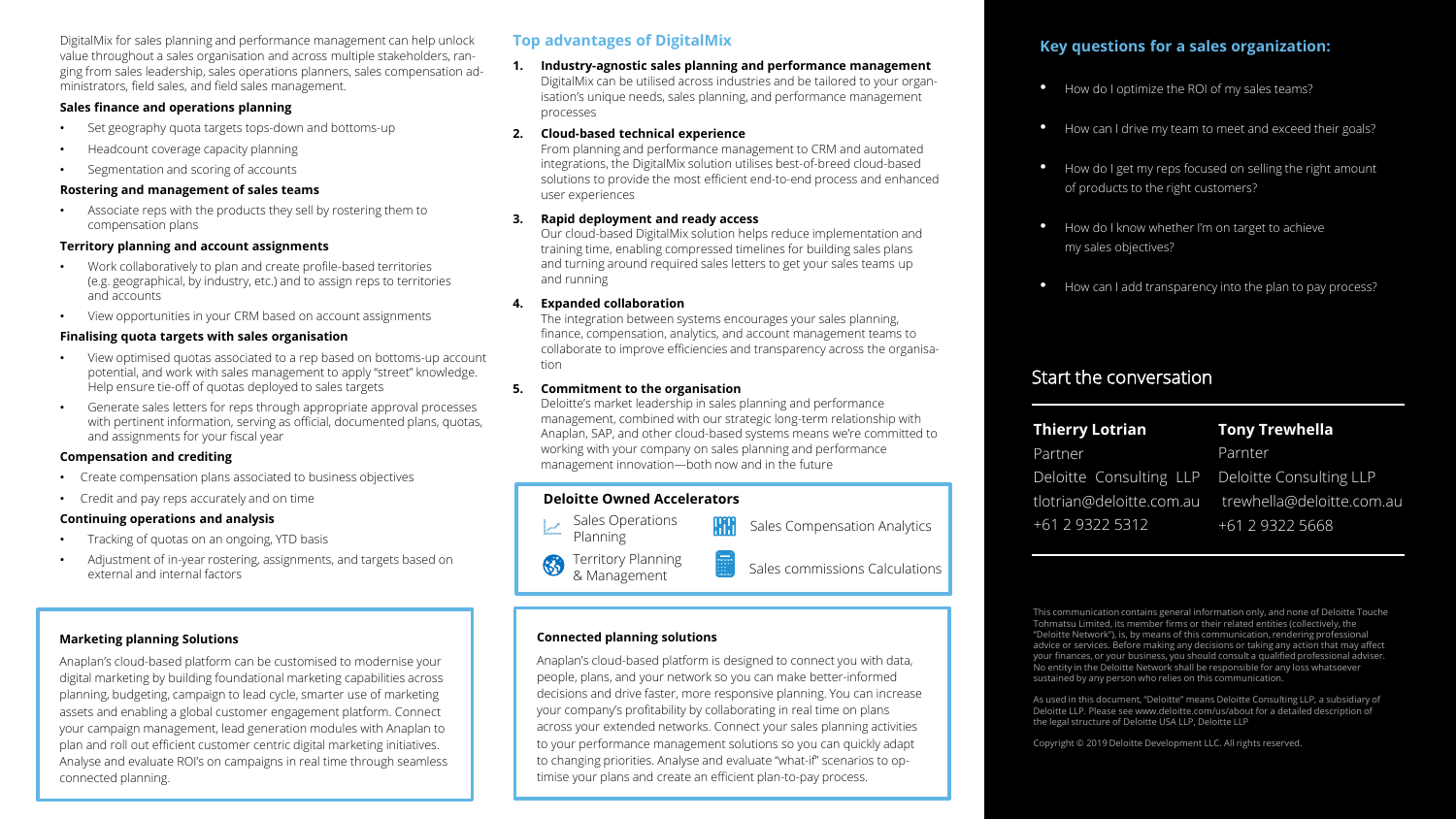DigitalMix for sales planning and performance management can help unlock value throughout a sales organisation and across multiple stakeholders, ranging from sales leadership, sales operations planners, sales compensation administrators, field sales, and field sales management.

### Sales finance and operations planning

- Set geography quota targets tops-down and bottoms-up
- Headcount coverage capacity planning
- Segmentation and scoring of accounts

### Rostering and management of sales teams

- Associate reps with the products they sell by rostering them to compensation plans

### Territory planning and account assignments

- Work collaboratively to plan and create profile-based territories (e.g. geographical, by industry, etc.) and to assign reps to territories and accounts
- View opportunities in your CRM based on account assignments

### Finalising quota targets with sales organisation

- View optimised quotas associated to a rep based on bottoms-up account potential, and work with sales management to apply "street" knowledge. Help ensure tie-off of quotas deployed to sales targets
- Generate sales letters for reps through appropriate approval processes with pertinent information, serving as official, documented plans, quotas, and assignments for your fiscal year

### Compensation and crediting

- Create compensation plans associated to business objectives
- Credit and pay reps accurately and on time

### Continuing operations and analysis

- Tracking of quotas on an ongoing, YTD basis
- Adjustment of in-year rostering, assignments, and targets based on external and internal factors

### Marketing planning Solutions

Anaplan's cloud-based platform can be customised to modernise your digital marketing by building foundational marketing capabilities across planning, budgeting, campaign to lead cycle, smarter use of marketing assets and enabling a global customer engagement platform. Connect your campaign management, lead generation modules with Anaplan to plan and roll out efficient customer centric digital marketing initiatives. Analyse and evaluate ROI's on campaigns in real time through seamless connected planning.

## Top advantages of DigitalMix

1. **Industry-agnostic sales planning and performance management**
   DigitalMix can be utilised across industries and be tailored to your organisation's unique needs, sales planning, and performance management processes
2. **Cloud-based technical experience**
   From planning and performance management to CRM and automated integrations, the DigitalMix solution utilises best-of-breed cloud-based solutions to provide the most efficient end-to-end process and enhanced user experiences
3. **Rapid deployment and ready access**
   Our cloud-based DigitalMix solution helps reduce implementation and training time, enabling compressed timelines for building sales plans and turning around required sales letters to get your sales teams up and running
4. **Expanded collaboration**
   The integration between systems encourages your sales planning, finance, compensation, analytics, and account management teams to collaborate to improve efficiencies and transparency across the organisation
5. **Commitment to the organisation**
   Deloitte's market leadership in sales planning and performance management, combined with our strategic long-term relationship with Anaplan, SAP, and other cloud-based systems means we're committed to working with your company on sales planning and performance management innovation—both now and in the future

### Deloitte Owned Accelerators

- Sales Operations Planning
- Sales Compensation Analytics
- Territory Planning & Management
- Sales commissions Calculations

### Connected planning solutions

Anaplan's cloud-based platform is designed to connect you with data, people, plans, and your network so you can make better-informed decisions and drive faster, more responsive planning. You can increase your company's profitability by collaborating in real time on plans across your extended networks. Connect your sales planning activities to your performance management solutions so you can quickly adapt to changing priorities. Analyse and evaluate "what-if" scenarios to optimise your plans and create an efficient plan-to-pay process.

## Key questions for a sales organization:

- How do I optimize the ROI of my sales teams?
- How can I drive my team to meet and exceed their goals?
- How do I get my reps focused on selling the right amount of products to the right customers?
- How do I know whether I'm on target to achieve my sales objectives?
- How can I add transparency into the plan to pay process?

## Start the conversation

**Thierry Lotrian**
Partner
Deloitte Consulting LLP
tlotrian@deloitte.com.au
+61 2 9322 5312

**Tony Trewhella**
Parnter
Deloitte Consulting LLP
trewhella@deloitte.com.au
+61 2 9322 5668

This communication contains general information only, and none of Deloitte Touche Tohmatsu Limited, its member firms or their related entities (collectively, the "Deloitte Network"), is, by means of this communication, rendering professional advice or services. Before making any decisions or taking any action that may affect your finances, or your business, you should consult a qualified professional adviser. No entity in the Deloitte Network shall be responsible for any loss whatsoever sustained by any person who relies on this communication.

As used in this document, "Deloitte" means Deloitte Consulting LLP, a subsidiary of Deloitte LLP. Please see www.deloitte.com/us/about for a detailed description of the legal structure of Deloitte USA LLP, Deloitte LLP

Copyright © 2019 Deloitte Development LLC. All rights reserved.